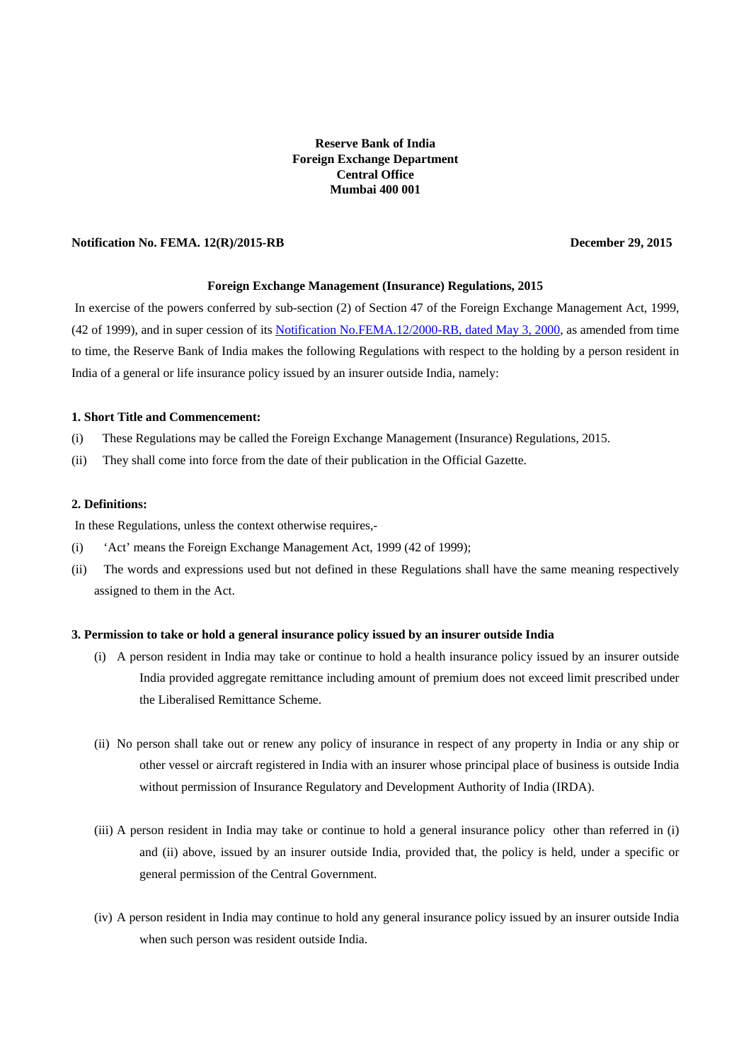**Reserve Bank of India**
**Foreign Exchange Department**
**Central Office**
**Mumbai 400 001**

**Notification No. FEMA. 12(R)/2015-RB** **December 29, 2015**

**Foreign Exchange Management (Insurance) Regulations, 2015**

In exercise of the powers conferred by sub-section (2) of Section 47 of the Foreign Exchange Management Act, 1999, (42 of 1999), and in super cession of its Notification No.FEMA.12/2000-RB, dated May 3, 2000, as amended from time to time, the Reserve Bank of India makes the following Regulations with respect to the holding by a person resident in India of a general or life insurance policy issued by an insurer outside India, namely:

**1. Short Title and Commencement:**

(i) These Regulations may be called the Foreign Exchange Management (Insurance) Regulations, 2015.

(ii) They shall come into force from the date of their publication in the Official Gazette.

**2. Definitions:**

In these Regulations, unless the context otherwise requires,-

(i) 'Act' means the Foreign Exchange Management Act, 1999 (42 of 1999);

(ii) The words and expressions used but not defined in these Regulations shall have the same meaning respectively assigned to them in the Act.

**3. Permission to take or hold a general insurance policy issued by an insurer outside India**

(i) A person resident in India may take or continue to hold a health insurance policy issued by an insurer outside India provided aggregate remittance including amount of premium does not exceed limit prescribed under the Liberalised Remittance Scheme.

(ii) No person shall take out or renew any policy of insurance in respect of any property in India or any ship or other vessel or aircraft registered in India with an insurer whose principal place of business is outside India without permission of Insurance Regulatory and Development Authority of India (IRDA).

(iii) A person resident in India may take or continue to hold a general insurance policy other than referred in (i) and (ii) above, issued by an insurer outside India, provided that, the policy is held, under a specific or general permission of the Central Government.

(iv) A person resident in India may continue to hold any general insurance policy issued by an insurer outside India when such person was resident outside India.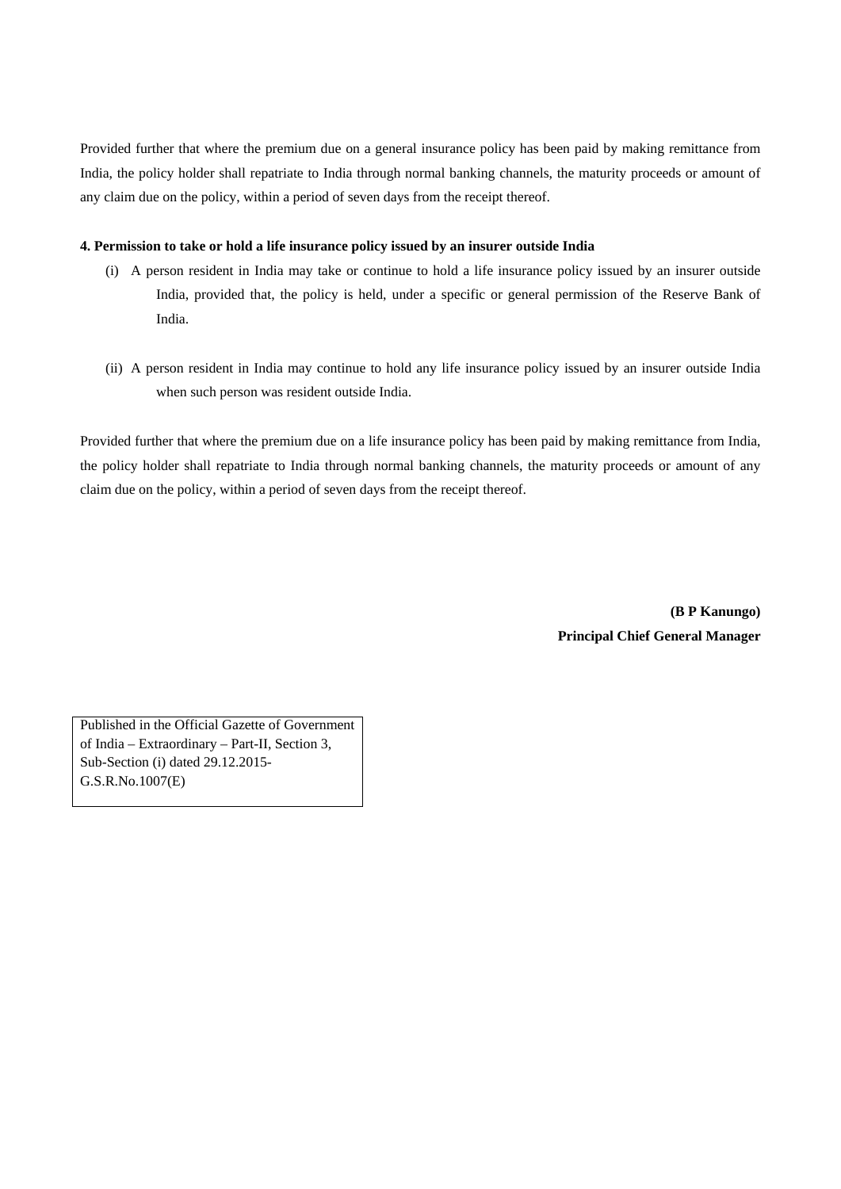Provided further that where the premium due on a general insurance policy has been paid by making remittance from India, the policy holder shall repatriate to India through normal banking channels, the maturity proceeds or amount of any claim due on the policy, within a period of seven days from the receipt thereof.

**4. Permission to take or hold a life insurance policy issued by an insurer outside India**

(i) A person resident in India may take or continue to hold a life insurance policy issued by an insurer outside India, provided that, the policy is held, under a specific or general permission of the Reserve Bank of India.

(ii) A person resident in India may continue to hold any life insurance policy issued by an insurer outside India when such person was resident outside India.

Provided further that where the premium due on a life insurance policy has been paid by making remittance from India, the policy holder shall repatriate to India through normal banking channels, the maturity proceeds or amount of any claim due on the policy, within a period of seven days from the receipt thereof.

**(B P Kanungo)**
**Principal Chief General Manager**

Published in the Official Gazette of Government of India – Extraordinary – Part-II, Section 3, Sub-Section (i) dated 29.12.2015- G.S.R.No.1007(E)